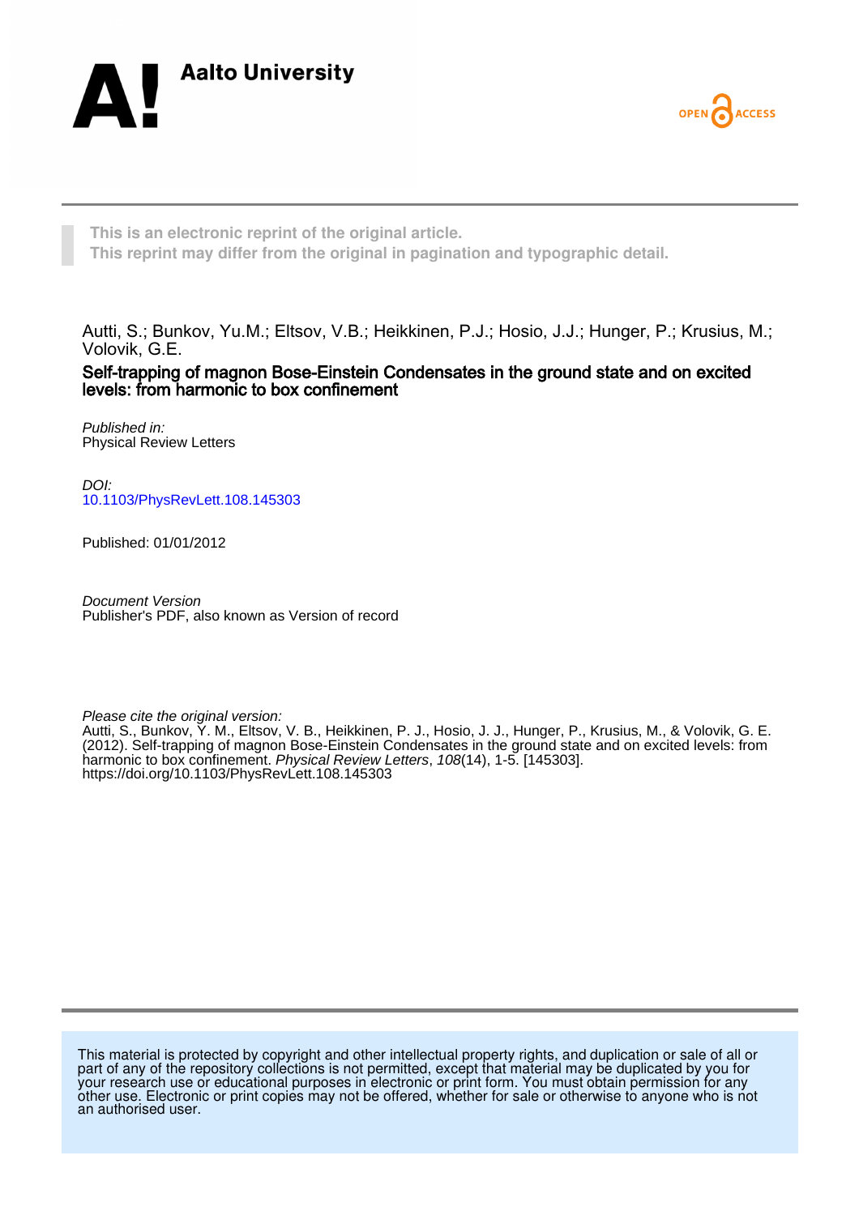This is an electronic reprint of the original article.
This reprint may differ from the original in pagination and typographic detail.

Autti, S.; Bunkov, Yu.M.; Eltsov, V.B.; Heikkinen, P.J.; Hosio, J.J.; Hunger, P.; Krusius, M.; Volovik, G.E.

**Self-trapping of magnon Bose-Einstein Condensates in the ground state and on excited levels: from harmonic to box confinement**

*Published in:*
Physical Review Letters

*DOI:*
10.1103/PhysRevLett.108.145303

Published: 01/01/2012

*Document Version*
Publisher's PDF, also known as Version of record

*Please cite the original version:*
Autti, S., Bunkov, Y. M., Eltsov, V. B., Heikkinen, P. J., Hosio, J. J., Hunger, P., Krusius, M., & Volovik, G. E. (2012). Self-trapping of magnon Bose-Einstein Condensates in the ground state and on excited levels: from harmonic to box confinement. *Physical Review Letters*, *108*(14), 1-5. [145303]. https://doi.org/10.1103/PhysRevLett.108.145303

This material is protected by copyright and other intellectual property rights, and duplication or sale of all or part of any of the repository collections is not permitted, except that material may be duplicated by you for your research use or educational purposes in electronic or print form. You must obtain permission for any other use. Electronic or print copies may not be offered, whether for sale or otherwise to anyone who is not an authorised user.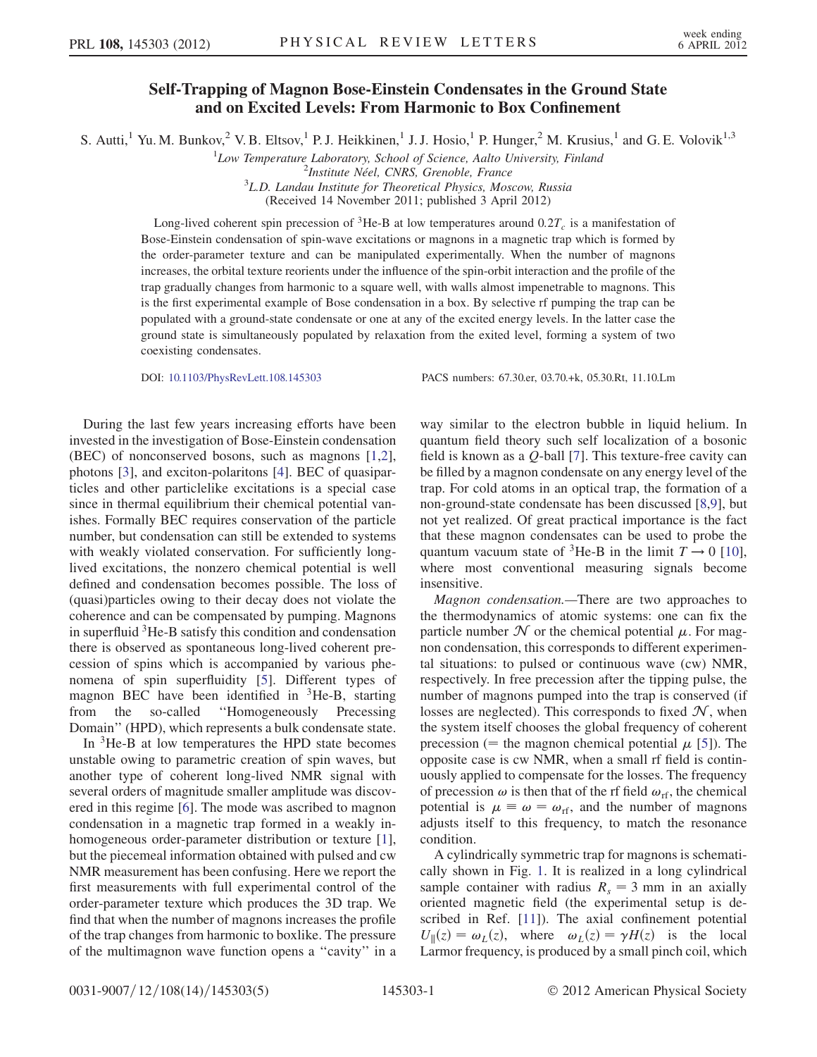# Self-Trapping of Magnon Bose-Einstein Condensates in the Ground State and on Excited Levels: From Harmonic to Box Confinement

S. Autti,[1] Yu. M. Bunkov,[2] V. B. Eltsov,[1] P. J. Heikkinen,[1] J. J. Hosio,[1] P. Hunger,[2] M. Krusius,[1] and G. E. Volovik[1,3]

[1]*Low Temperature Laboratory, School of Science, Aalto University, Finland*
[2]*Institute Néel, CNRS, Grenoble, France*
[3]*L.D. Landau Institute for Theoretical Physics, Moscow, Russia*

(Received 14 November 2011; published 3 April 2012)

Long-lived coherent spin precession of $^3$He-B at low temperatures around $0.2T_c$ is a manifestation of Bose-Einstein condensation of spin-wave excitations or magnons in a magnetic trap which is formed by the order-parameter texture and can be manipulated experimentally. When the number of magnons increases, the orbital texture reorients under the influence of the spin-orbit interaction and the profile of the trap gradually changes from harmonic to a square well, with walls almost impenetrable to magnons. This is the first experimental example of Bose condensation in a box. By selective rf pumping the trap can be populated with a ground-state condensate or one at any of the excited energy levels. In the latter case the ground state is simultaneously populated by relaxation from the exited level, forming a system of two coexisting condensates.

DOI: 10.1103/PhysRevLett.108.145303 PACS numbers: 67.30.er, 03.70.+k, 05.30.Rt, 11.10.Lm

During the last few years increasing efforts have been invested in the investigation of Bose-Einstein condensation (BEC) of nonconserved bosons, such as magnons [1,2], photons [3], and exciton-polaritons [4]. BEC of quasiparticles and other particlelike excitations is a special case since in thermal equilibrium their chemical potential vanishes. Formally BEC requires conservation of the particle number, but condensation can still be extended to systems with weakly violated conservation. For sufficiently long-lived excitations, the nonzero chemical potential is well defined and condensation becomes possible. The loss of (quasi)particles owing to their decay does not violate the coherence and can be compensated by pumping. Magnons in superfluid $^3$He-B satisfy this condition and condensation there is observed as spontaneous long-lived coherent precession of spins which is accompanied by various phenomena of spin superfluidity [5]. Different types of magnon BEC have been identified in $^3$He-B, starting from the so-called "Homogeneously Precessing Domain" (HPD), which represents a bulk condensate state.

In $^3$He-B at low temperatures the HPD state becomes unstable owing to parametric creation of spin waves, but another type of coherent long-lived NMR signal with several orders of magnitude smaller amplitude was discovered in this regime [6]. The mode was ascribed to magnon condensation in a magnetic trap formed in a weakly inhomogeneous order-parameter distribution or texture [1], but the piecemeal information obtained with pulsed and cw NMR measurement has been confusing. Here we report the first measurements with full experimental control of the order-parameter texture which produces the 3D trap. We find that when the number of magnons increases the profile of the trap changes from harmonic to boxlike. The pressure of the multimagnon wave function opens a "cavity" in a way similar to the electron bubble in liquid helium. In quantum field theory such self localization of a bosonic field is known as a $Q$-ball [7]. This texture-free cavity can be filled by a magnon condensate on any energy level of the trap. For cold atoms in an optical trap, the formation of a non-ground-state condensate has been discussed [8,9], but not yet realized. Of great practical importance is the fact that these magnon condensates can be used to probe the quantum vacuum state of $^3$He-B in the limit $T \to 0$ [10], where most conventional measuring signals become insensitive.

*Magnon condensation.*—There are two approaches to the thermodynamics of atomic systems: one can fix the particle number $\mathcal{N}$ or the chemical potential $\mu$. For magnon condensation, this corresponds to different experimental situations: to pulsed or continuous wave (cw) NMR, respectively. In free precession after the tipping pulse, the number of magnons pumped into the trap is conserved (if losses are neglected). This corresponds to fixed $\mathcal{N}$, when the system itself chooses the global frequency of coherent precession (= the magnon chemical potential $\mu$ [5]). The opposite case is cw NMR, when a small rf field is continuously applied to compensate for the losses. The frequency of precession $\omega$ is then that of the rf field $\omega_{\rm rf}$, the chemical potential is $\mu \equiv \omega = \omega_{\rm rf}$, and the number of magnons adjusts itself to this frequency, to match the resonance condition.

A cylindrically symmetric trap for magnons is schematically shown in Fig. 1. It is realized in a long cylindrical sample container with radius $R_s = 3$ mm in an axially oriented magnetic field (the experimental setup is described in Ref. [11]). The axial confinement potential $U_{\parallel}(z) = \omega_L(z)$, where $\omega_L(z) = \gamma H(z)$ is the local Larmor frequency, is produced by a small pinch coil, which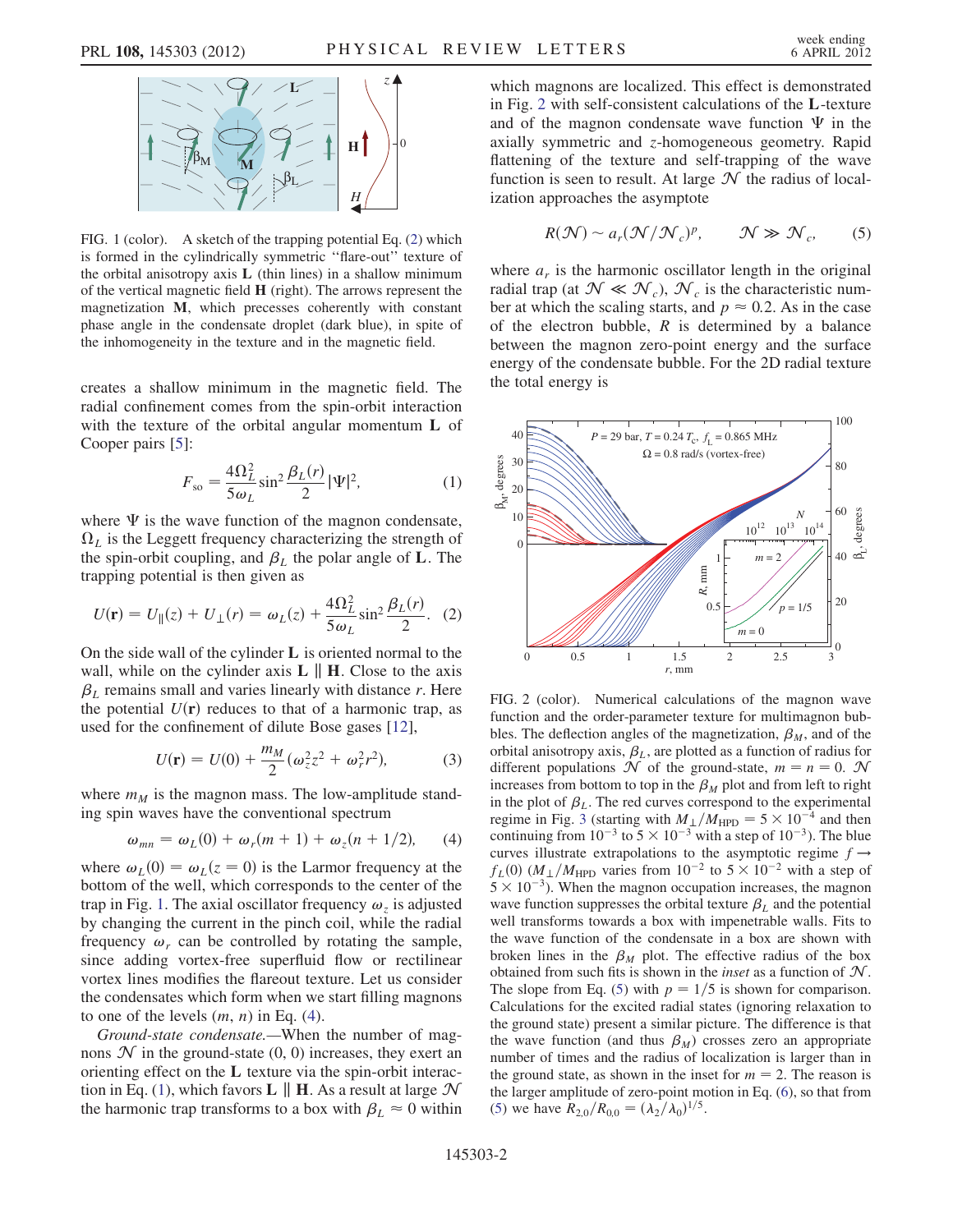FIG. 1 (color). A sketch of the trapping potential Eq. (2) which is formed in the cylindrically symmetric "flare-out" texture of the orbital anisotropy axis $\mathbf{L}$ (thin lines) in a shallow minimum of the vertical magnetic field $\mathbf{H}$ (right). The arrows represent the magnetization $\mathbf{M}$, which precesses coherently with constant phase angle in the condensate droplet (dark blue), in spite of the inhomogeneity in the texture and in the magnetic field.

creates a shallow minimum in the magnetic field. The radial confinement comes from the spin-orbit interaction with the texture of the orbital angular momentum $\mathbf{L}$ of Cooper pairs [5]:

$$F_{\mathrm{so}} = \frac{4\Omega_L^2}{5\omega_L}\sin^2\frac{\beta_L(r)}{2}|\Psi|^2, \tag{1}$$

where $\Psi$ is the wave function of the magnon condensate, $\Omega_L$ is the Leggett frequency characterizing the strength of the spin-orbit coupling, and $\beta_L$ the polar angle of $\mathbf{L}$. The trapping potential is then given as

$$U(\mathbf{r}) = U_{\parallel}(z) + U_{\perp}(r) = \omega_L(z) + \frac{4\Omega_L^2}{5\omega_L}\sin^2\frac{\beta_L(r)}{2}. \tag{2}$$

On the side wall of the cylinder $\mathbf{L}$ is oriented normal to the wall, while on the cylinder axis $\mathbf{L} \parallel \mathbf{H}$. Close to the axis $\beta_L$ remains small and varies linearly with distance $r$. Here the potential $U(\mathbf{r})$ reduces to that of a harmonic trap, as used for the confinement of dilute Bose gases [12],

$$U(\mathbf{r}) = U(0) + \frac{m_M}{2}(\omega_z^2 z^2 + \omega_r^2 r^2), \tag{3}$$

where $m_M$ is the magnon mass. The low-amplitude standing spin waves have the conventional spectrum

$$\omega_{mn} = \omega_L(0) + \omega_r(m+1) + \omega_z(n+1/2), \tag{4}$$

where $\omega_L(0) = \omega_L(z=0)$ is the Larmor frequency at the bottom of the well, which corresponds to the center of the trap in Fig. 1. The axial oscillator frequency $\omega_z$ is adjusted by changing the current in the pinch coil, while the radial frequency $\omega_r$ can be controlled by rotating the sample, since adding vortex-free superfluid flow or rectilinear vortex lines modifies the flareout texture. Let us consider the condensates which form when we start filling magnons to one of the levels $(m, n)$ in Eq. (4).

*Ground-state condensate.*—When the number of magnons $\mathcal{N}$ in the ground-state $(0, 0)$ increases, they exert an orienting effect on the $\mathbf{L}$ texture via the spin-orbit interaction in Eq. (1), which favors $\mathbf{L} \parallel \mathbf{H}$. As a result at large $\mathcal{N}$ the harmonic trap transforms to a box with $\beta_L \approx 0$ within which magnons are localized. This effect is demonstrated in Fig. 2 with self-consistent calculations of the $\mathbf{L}$-texture and of the magnon condensate wave function $\Psi$ in the axially symmetric and $z$-homogeneous geometry. Rapid flattening of the texture and self-trapping of the wave function is seen to result. At large $\mathcal{N}$ the radius of localization approaches the asymptote

$$R(\mathcal{N}) \sim a_r(\mathcal{N}/\mathcal{N}_c)^p, \qquad \mathcal{N} \gg \mathcal{N}_c, \tag{5}$$

where $a_r$ is the harmonic oscillator length in the original radial trap (at $\mathcal{N} \ll \mathcal{N}_c$), $\mathcal{N}_c$ is the characteristic number at which the scaling starts, and $p \approx 0.2$. As in the case of the electron bubble, $R$ is determined by a balance between the magnon zero-point energy and the surface energy of the condensate bubble. For the 2D radial texture the total energy is

FIG. 2 (color). Numerical calculations of the magnon wave function and the order-parameter texture for multimagnon bubbles. The deflection angles of the magnetization, $\beta_M$, and of the orbital anisotropy axis, $\beta_L$, are plotted as a function of radius for different populations $\mathcal{N}$ of the ground-state, $m = n = 0$. $\mathcal{N}$ increases from bottom to top in the $\beta_M$ plot and from left to right in the plot of $\beta_L$. The red curves correspond to the experimental regime in Fig. 3 (starting with $M_\perp/M_{\mathrm{HPD}} = 5 \times 10^{-4}$ and then continuing from $10^{-3}$ to $5 \times 10^{-3}$ with a step of $10^{-3}$). The blue curves illustrate extrapolations to the asymptotic regime $f \to f_L(0)$ ($M_\perp/M_{\mathrm{HPD}}$ varies from $10^{-2}$ to $5 \times 10^{-2}$ with a step of $5 \times 10^{-3}$). When the magnon occupation increases, the magnon wave function suppresses the orbital texture $\beta_L$ and the potential well transforms towards a box with impenetrable walls. Fits to the wave function of the condensate in a box are shown with broken lines in the $\beta_M$ plot. The effective radius of the box obtained from such fits is shown in the *inset* as a function of $\mathcal{N}$. The slope from Eq. (5) with $p = 1/5$ is shown for comparison. Calculations for the excited radial states (ignoring relaxation to the ground state) present a similar picture. The difference is that the wave function (and thus $\beta_M$) crosses zero an appropriate number of times and the radius of localization is larger than in the ground state, as shown in the inset for $m = 2$. The reason is the larger amplitude of zero-point motion in Eq. (6), so that from (5) we have $R_{2,0}/R_{0,0} = (\lambda_2/\lambda_0)^{1/5}$.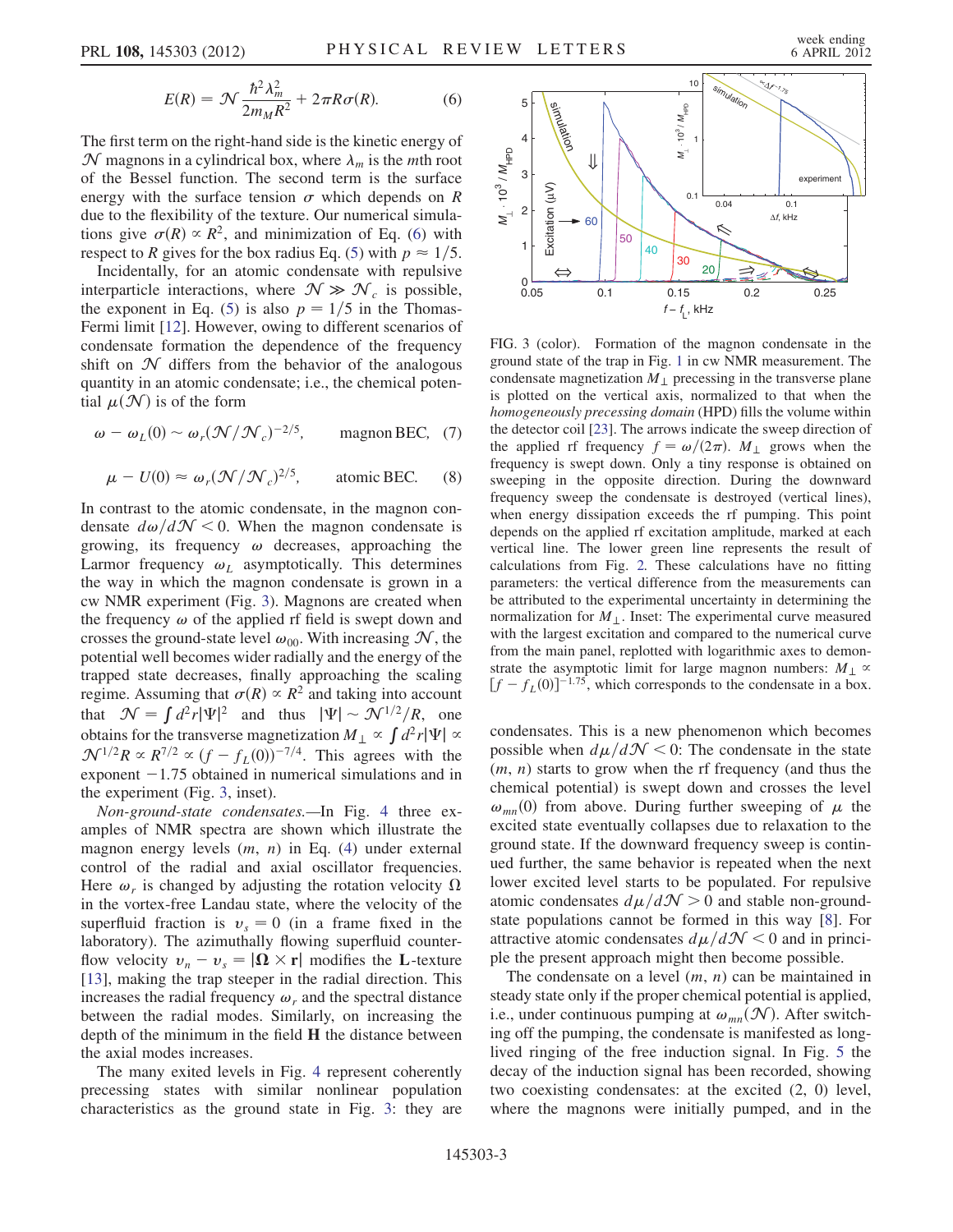$$E(R) = \mathcal{N}\frac{\hbar^2\lambda_m^2}{2m_M R^2} + 2\pi R\sigma(R). \tag{6}$$

The first term on the right-hand side is the kinetic energy of $\mathcal{N}$ magnons in a cylindrical box, where $\lambda_m$ is the $m$th root of the Bessel function. The second term is the surface energy with the surface tension $\sigma$ which depends on $R$ due to the flexibility of the texture. Our numerical simulations give $\sigma(R) \propto R^2$, and minimization of Eq. (6) with respect to $R$ gives for the box radius Eq. (5) with $p \approx 1/5$.

Incidentally, for an atomic condensate with repulsive interparticle interactions, where $\mathcal{N} \gg \mathcal{N}_c$ is possible, the exponent in Eq. (5) is also $p = 1/5$ in the Thomas-Fermi limit [12]. However, owing to different scenarios of condensate formation the dependence of the frequency shift on $\mathcal{N}$ differs from the behavior of the analogous quantity in an atomic condensate; i.e., the chemical potential $\mu(\mathcal{N})$ is of the form

$$\omega - \omega_L(0) \sim \omega_r(\mathcal{N}/\mathcal{N}_c)^{-2/5}, \qquad \text{magnon BEC}, \tag{7}$$

$$\mu - U(0) \approx \omega_r(\mathcal{N}/\mathcal{N}_c)^{2/5}, \qquad \text{atomic BEC}. \tag{8}$$

In contrast to the atomic condensate, in the magnon condensate $d\omega/d\mathcal{N} < 0$. When the magnon condensate is growing, its frequency $\omega$ decreases, approaching the Larmor frequency $\omega_L$ asymptotically. This determines the way in which the magnon condensate is grown in a cw NMR experiment (Fig. 3). Magnons are created when the frequency $\omega$ of the applied rf field is swept down and crosses the ground-state level $\omega_{00}$. With increasing $\mathcal{N}$, the potential well becomes wider radially and the energy of the trapped state decreases, finally approaching the scaling regime. Assuming that $\sigma(R) \propto R^2$ and taking into account that $\mathcal{N} = \int d^2r|\Psi|^2$ and thus $|\Psi| \sim \mathcal{N}^{1/2}/R$, one obtains for the transverse magnetization $M_\perp \propto \int d^2r|\Psi| \propto \mathcal{N}^{1/2}R \propto R^{7/2} \propto (f - f_L(0))^{-7/4}$. This agrees with the exponent $-1.75$ obtained in numerical simulations and in the experiment (Fig. 3, inset).

*Non-ground-state condensates.*—In Fig. 4 three examples of NMR spectra are shown which illustrate the magnon energy levels $(m, n)$ in Eq. (4) under external control of the radial and axial oscillator frequencies. Here $\omega_r$ is changed by adjusting the rotation velocity $\Omega$ in the vortex-free Landau state, where the velocity of the superfluid fraction is $v_s = 0$ (in a frame fixed in the laboratory). The azimuthally flowing superfluid counterflow velocity $v_n - v_s = |\mathbf{\Omega} \times \mathbf{r}|$ modifies the $\mathbf{L}$-texture [13], making the trap steeper in the radial direction. This increases the radial frequency $\omega_r$ and the spectral distance between the radial modes. Similarly, on increasing the depth of the minimum in the field $\mathbf{H}$ the distance between the axial modes increases.

The many exited levels in Fig. 4 represent coherently precessing states with similar nonlinear population characteristics as the ground state in Fig. 3: they are condensates. This is a new phenomenon which becomes possible when $d\mu/d\mathcal{N} < 0$: The condensate in the state $(m, n)$ starts to grow when the rf frequency (and thus the chemical potential) is swept down and crosses the level $\omega_{mn}(0)$ from above. During further sweeping of $\mu$ the excited state eventually collapses due to relaxation to the ground state. If the downward frequency sweep is continued further, the same behavior is repeated when the next lower excited level starts to be populated. For repulsive atomic condensates $d\mu/d\mathcal{N} > 0$ and stable non-ground-state populations cannot be formed in this way [8]. For attractive atomic condensates $d\mu/d\mathcal{N} < 0$ and in principle the present approach might then become possible.

The condensate on a level $(m, n)$ can be maintained in steady state only if the proper chemical potential is applied, i.e., under continuous pumping at $\omega_{mn}(\mathcal{N})$. After switching off the pumping, the condensate is manifested as long-lived ringing of the free induction signal. In Fig. 5 the decay of the induction signal has been recorded, showing two coexisting condensates: at the excited (2, 0) level, where the magnons were initially pumped, and in the

FIG. 3 (color). Formation of the magnon condensate in the ground state of the trap in Fig. 1 in cw NMR measurement. The condensate magnetization $M_\perp$ precessing in the transverse plane is plotted on the vertical axis, normalized to that when the *homogeneously precessing domain* (HPD) fills the volume within the detector coil [23]. The arrows indicate the sweep direction of the applied rf frequency $f = \omega/(2\pi)$. $M_\perp$ grows when the frequency is swept down. Only a tiny response is obtained on sweeping in the opposite direction. During the downward frequency sweep the condensate is destroyed (vertical lines), when energy dissipation exceeds the rf pumping. This point depends on the applied rf excitation amplitude, marked at each vertical line. The lower green line represents the result of calculations from Fig. 2. These calculations have no fitting parameters: the vertical difference from the measurements can be attributed to the experimental uncertainty in determining the normalization for $M_\perp$. Inset: The experimental curve measured with the largest excitation and compared to the numerical curve from the main panel, replotted with logarithmic axes to demonstrate the asymptotic limit for large magnon numbers: $M_\perp \propto [f - f_L(0)]^{-1.75}$, which corresponds to the condensate in a box.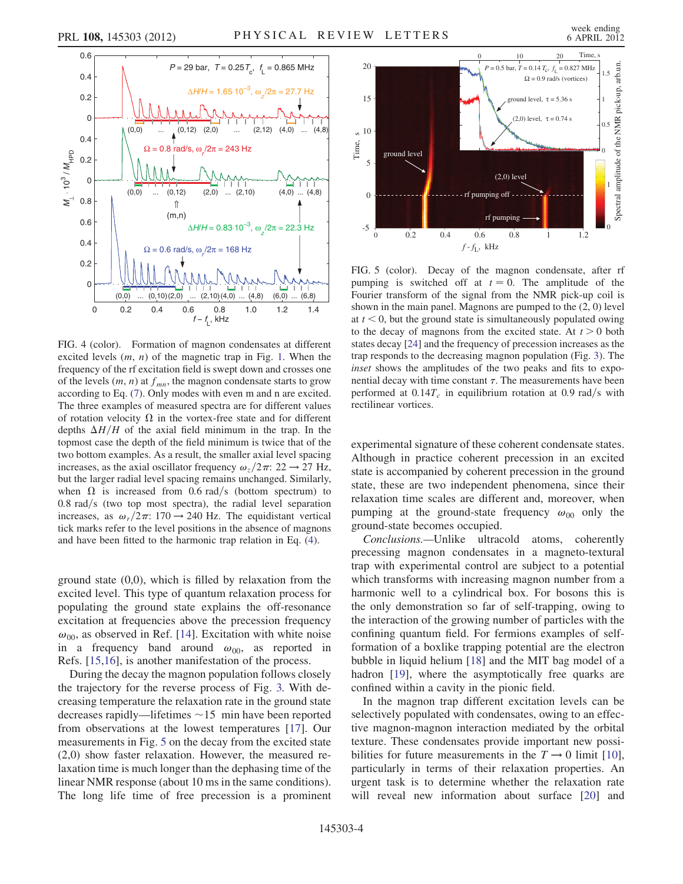FIG. 4 (color). Formation of magnon condensates at different excited levels $(m, n)$ of the magnetic trap in Fig. 1. When the frequency of the rf excitation field is swept down and crosses one of the levels $(m, n)$ at $f_{mn}$, the magnon condensate starts to grow according to Eq. (7). Only modes with even m and n are excited. The three examples of measured spectra are for different values of rotation velocity $\Omega$ in the vortex-free state and for different depths $\Delta H/H$ of the axial field minimum in the trap. In the topmost case the depth of the field minimum is twice that of the two bottom examples. As a result, the smaller axial level spacing increases, as the axial oscillator frequency $\omega_z/2\pi$: $22 \rightarrow 27$ Hz, but the larger radial level spacing remains unchanged. Similarly, when $\Omega$ is increased from 0.6 rad/s (bottom spectrum) to 0.8 rad/s (two top most spectra), the radial level separation increases, as $\omega_r/2\pi$: $170 \rightarrow 240$ Hz. The equidistant vertical tick marks refer to the level positions in the absence of magnons and have been fitted to the harmonic trap relation in Eq. (4).

FIG. 5 (color). Decay of the magnon condensate, after rf pumping is switched off at $t = 0$. The amplitude of the Fourier transform of the signal from the NMR pick-up coil is shown in the main panel. Magnons are pumped to the (2, 0) level at $t < 0$, but the ground state is simultaneously populated owing to the decay of magnons from the excited state. At $t > 0$ both states decay [24] and the frequency of precession increases as the trap responds to the decreasing magnon population (Fig. 3). The *inset* shows the amplitudes of the two peaks and fits to exponential decay with time constant $\tau$. The measurements have been performed at $0.14T_c$ in equilibrium rotation at 0.9 rad/s with rectilinear vortices.

ground state (0,0), which is filled by relaxation from the excited level. This type of quantum relaxation process for populating the ground state explains the off-resonance excitation at frequencies above the precession frequency $\omega_{00}$, as observed in Ref. [14]. Excitation with white noise in a frequency band around $\omega_{00}$, as reported in Refs. [15,16], is another manifestation of the process.

During the decay the magnon population follows closely the trajectory for the reverse process of Fig. 3. With decreasing temperature the relaxation rate in the ground state decreases rapidly—lifetimes ~15 min have been reported from observations at the lowest temperatures [17]. Our measurements in Fig. 5 on the decay from the excited state (2,0) show faster relaxation. However, the measured relaxation time is much longer than the dephasing time of the linear NMR response (about 10 ms in the same conditions). The long life time of free precession is a prominent experimental signature of these coherent condensate states. Although in practice coherent precession in an excited state is accompanied by coherent precession in the ground state, these are two independent phenomena, since their relaxation time scales are different and, moreover, when pumping at the ground-state frequency $\omega_{00}$ only the ground-state becomes occupied.

*Conclusions.*—Unlike ultracold atoms, coherently precessing magnon condensates in a magneto-textural trap with experimental control are subject to a potential which transforms with increasing magnon number from a harmonic well to a cylindrical box. For bosons this is the only demonstration so far of self-trapping, owing to the interaction of the growing number of particles with the confining quantum field. For fermions examples of self-formation of a boxlike trapping potential are the electron bubble in liquid helium [18] and the MIT bag model of a hadron [19], where the asymptotically free quarks are confined within a cavity in the pionic field.

In the magnon trap different excitation levels can be selectively populated with condensates, owing to an effective magnon-magnon interaction mediated by the orbital texture. These condensates provide important new possibilities for future measurements in the $T \rightarrow 0$ limit [10], particularly in terms of their relaxation properties. An urgent task is to determine whether the relaxation rate will reveal new information about surface [20] and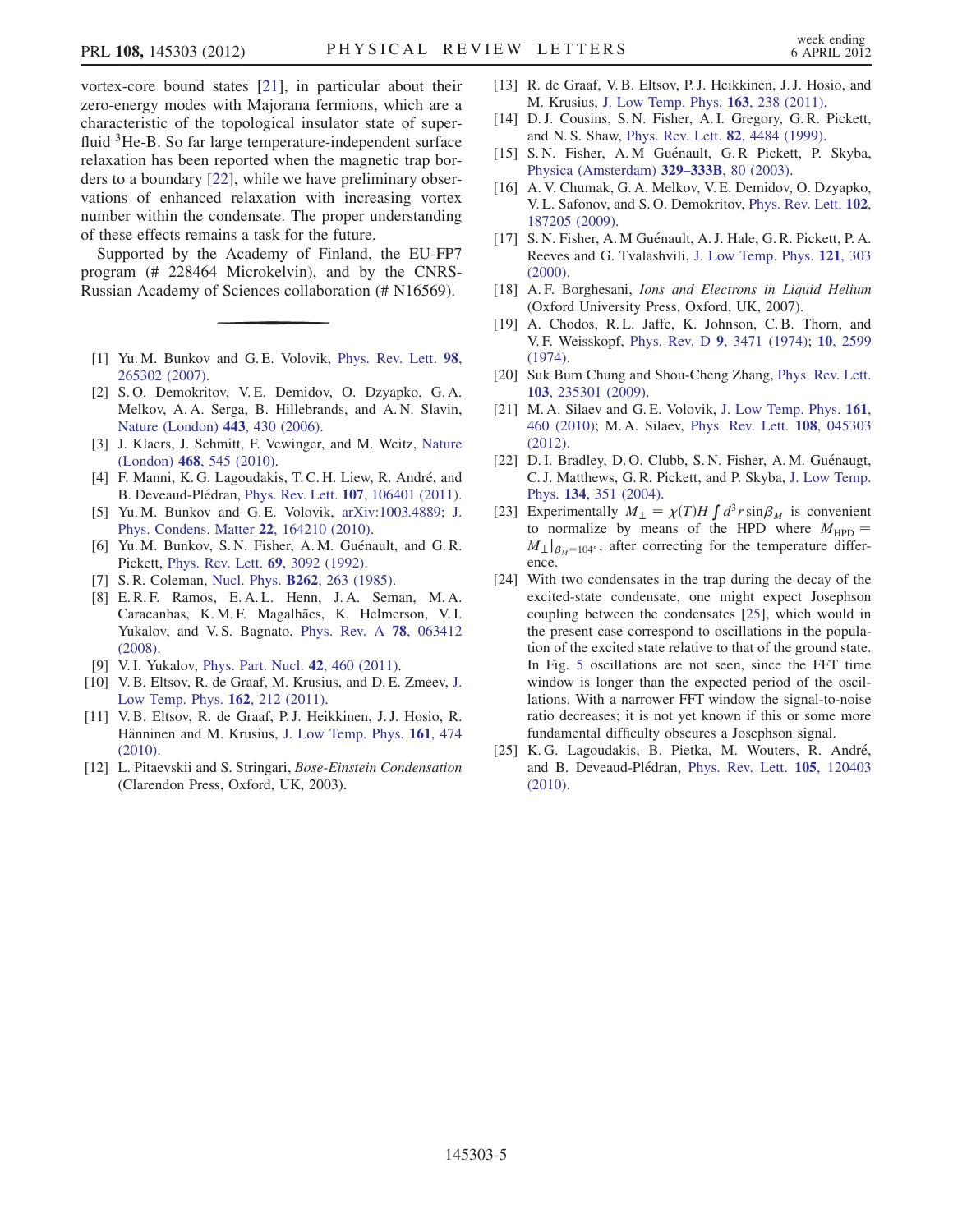vortex-core bound states [21], in particular about their zero-energy modes with Majorana fermions, which are a characteristic of the topological insulator state of superfluid $^3$He-B. So far large temperature-independent surface relaxation has been reported when the magnetic trap borders to a boundary [22], while we have preliminary observations of enhanced relaxation with increasing vortex number within the condensate. The proper understanding of these effects remains a task for the future.

Supported by the Academy of Finland, the EU-FP7 program (# 228464 Microkelvin), and by the CNRS-Russian Academy of Sciences collaboration (# N16569).

---

[1] Yu. M. Bunkov and G. E. Volovik, Phys. Rev. Lett. **98**, 265302 (2007).

[2] S. O. Demokritov, V. E. Demidov, O. Dzyapko, G. A. Melkov, A. A. Serga, B. Hillebrands, and A. N. Slavin, Nature (London) **443**, 430 (2006).

[3] J. Klaers, J. Schmitt, F. Vewinger, and M. Weitz, Nature (London) **468**, 545 (2010).

[4] F. Manni, K. G. Lagoudakis, T. C. H. Liew, R. André, and B. Deveaud-Plédran, Phys. Rev. Lett. **107**, 106401 (2011).

[5] Yu. M. Bunkov and G. E. Volovik, arXiv:1003.4889; J. Phys. Condens. Matter **22**, 164210 (2010).

[6] Yu. M. Bunkov, S. N. Fisher, A. M. Guénault, and G. R. Pickett, Phys. Rev. Lett. **69**, 3092 (1992).

[7] S. R. Coleman, Nucl. Phys. **B262**, 263 (1985).

[8] E. R. F. Ramos, E. A. L. Henn, J. A. Seman, M. A. Caracanhas, K. M. F. Magalhães, K. Helmerson, V. I. Yukalov, and V. S. Bagnato, Phys. Rev. A **78**, 063412 (2008).

[9] V. I. Yukalov, Phys. Part. Nucl. **42**, 460 (2011).

[10] V. B. Eltsov, R. de Graaf, M. Krusius, and D. E. Zmeev, J. Low Temp. Phys. **162**, 212 (2011).

[11] V. B. Eltsov, R. de Graaf, P. J. Heikkinen, J. J. Hosio, R. Hänninen and M. Krusius, J. Low Temp. Phys. **161**, 474 (2010).

[12] L. Pitaevskii and S. Stringari, *Bose-Einstein Condensation* (Clarendon Press, Oxford, UK, 2003).

[13] R. de Graaf, V. B. Eltsov, P. J. Heikkinen, J. J. Hosio, and M. Krusius, J. Low Temp. Phys. **163**, 238 (2011).

[14] D. J. Cousins, S. N. Fisher, A. I. Gregory, G. R. Pickett, and N. S. Shaw, Phys. Rev. Lett. **82**, 4484 (1999).

[15] S. N. Fisher, A. M Guénault, G. R Pickett, P. Skyba, Physica (Amsterdam) **329–333B**, 80 (2003).

[16] A. V. Chumak, G. A. Melkov, V. E. Demidov, O. Dzyapko, V. L. Safonov, and S. O. Demokritov, Phys. Rev. Lett. **102**, 187205 (2009).

[17] S. N. Fisher, A. M Guénault, A. J. Hale, G. R. Pickett, P. A. Reeves and G. Tvalashvili, J. Low Temp. Phys. **121**, 303 (2000).

[18] A. F. Borghesani, *Ions and Electrons in Liquid Helium* (Oxford University Press, Oxford, UK, 2007).

[19] A. Chodos, R. L. Jaffe, K. Johnson, C. B. Thorn, and V. F. Weisskopf, Phys. Rev. D **9**, 3471 (1974); **10**, 2599 (1974).

[20] Suk Bum Chung and Shou-Cheng Zhang, Phys. Rev. Lett. **103**, 235301 (2009).

[21] M. A. Silaev and G. E. Volovik, J. Low Temp. Phys. **161**, 460 (2010); M. A. Silaev, Phys. Rev. Lett. **108**, 045303 (2012).

[22] D. I. Bradley, D. O. Clubb, S. N. Fisher, A. M. Guénaugt, C. J. Matthews, G. R. Pickett, and P. Skyba, J. Low Temp. Phys. **134**, 351 (2004).

[23] Experimentally $M_\perp = \chi(T)H \int d^3r \sin\beta_M$ is convenient to normalize by means of the HPD where $M_{\rm HPD} = M_\perp|_{\beta_M=104^\circ}$, after correcting for the temperature difference.

[24] With two condensates in the trap during the decay of the excited-state condensate, one might expect Josephson coupling between the condensates [25], which would in the present case correspond to oscillations in the population of the excited state relative to that of the ground state. In Fig. 5 oscillations are not seen, since the FFT time window is longer than the expected period of the oscillations. With a narrower FFT window the signal-to-noise ratio decreases; it is not yet known if this or some more fundamental difficulty obscures a Josephson signal.

[25] K. G. Lagoudakis, B. Pietka, M. Wouters, R. André, and B. Deveaud-Plédran, Phys. Rev. Lett. **105**, 120403 (2010).